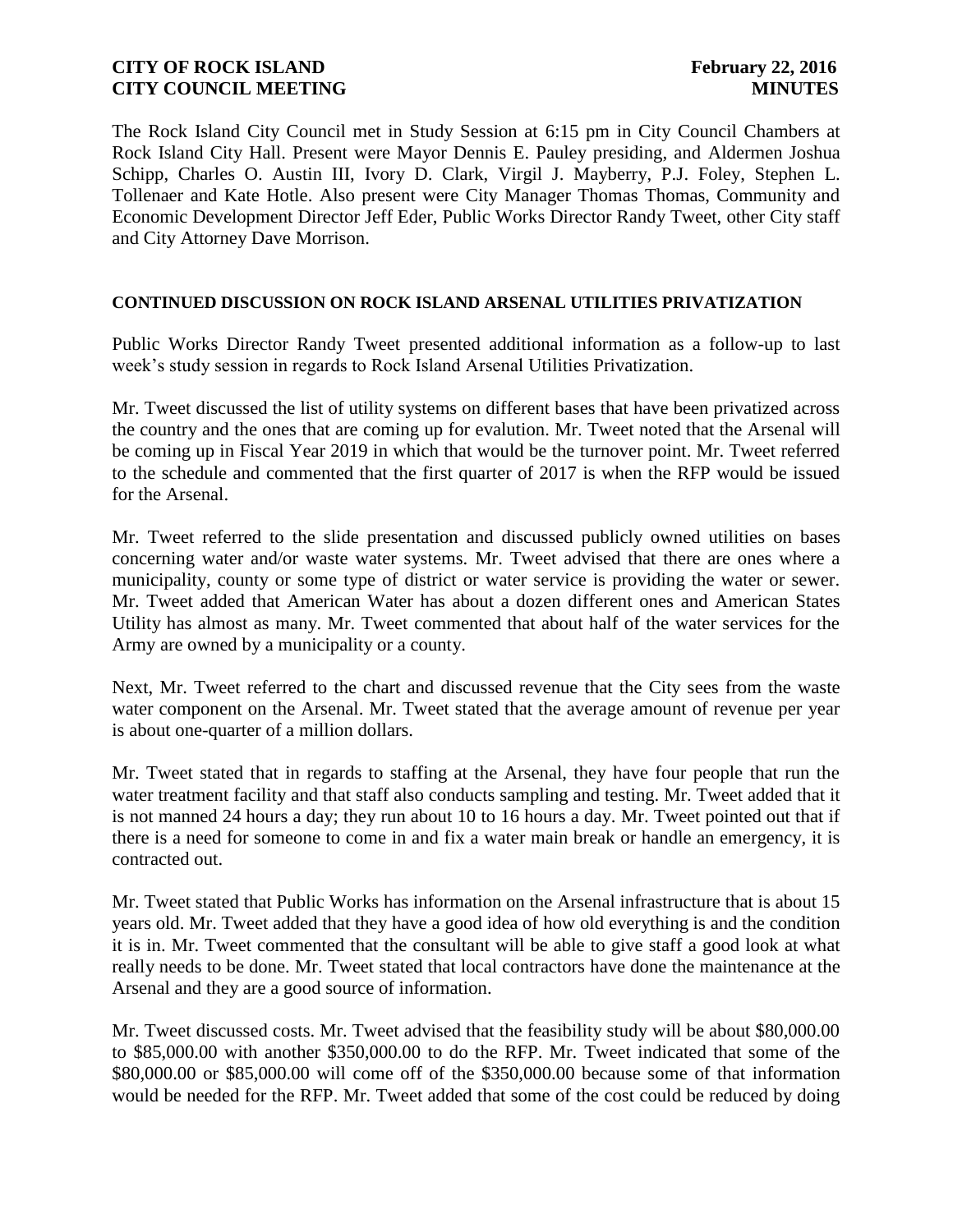The Rock Island City Council met in Study Session at 6:15 pm in City Council Chambers at Rock Island City Hall. Present were Mayor Dennis E. Pauley presiding, and Aldermen Joshua Schipp, Charles O. Austin III, Ivory D. Clark, Virgil J. Mayberry, P.J. Foley, Stephen L. Tollenaer and Kate Hotle. Also present were City Manager Thomas Thomas, Community and Economic Development Director Jeff Eder, Public Works Director Randy Tweet, other City staff and City Attorney Dave Morrison.

**CONTINUED DISCUSSION ON ROCK ISLAND ARSENAL UTILITIES PRIVATIZATION**

Public Works Director Randy Tweet presented additional information as a follow-up to last week's study session in regards to Rock Island Arsenal Utilities Privatization.

Mr. Tweet discussed the list of utility systems on different bases that have been privatized across the country and the ones that are coming up for evalution. Mr. Tweet noted that the Arsenal will be coming up in Fiscal Year 2019 in which that would be the turnover point. Mr. Tweet referred to the schedule and commented that the first quarter of 2017 is when the RFP would be issued for the Arsenal.

Mr. Tweet referred to the slide presentation and discussed publicly owned utilities on bases concerning water and/or waste water systems. Mr. Tweet advised that there are ones where a municipality, county or some type of district or water service is providing the water or sewer. Mr. Tweet added that American Water has about a dozen different ones and American States Utility has almost as many. Mr. Tweet commented that about half of the water services for the Army are owned by a municipality or a county.

Next, Mr. Tweet referred to the chart and discussed revenue that the City sees from the waste water component on the Arsenal. Mr. Tweet stated that the average amount of revenue per year is about one-quarter of a million dollars.

Mr. Tweet stated that in regards to staffing at the Arsenal, they have four people that run the water treatment facility and that staff also conducts sampling and testing. Mr. Tweet added that it is not manned 24 hours a day; they run about 10 to 16 hours a day. Mr. Tweet pointed out that if there is a need for someone to come in and fix a water main break or handle an emergency, it is contracted out.

Mr. Tweet stated that Public Works has information on the Arsenal infrastructure that is about 15 years old. Mr. Tweet added that they have a good idea of how old everything is and the condition it is in. Mr. Tweet commented that the consultant will be able to give staff a good look at what really needs to be done. Mr. Tweet stated that local contractors have done the maintenance at the Arsenal and they are a good source of information.

Mr. Tweet discussed costs. Mr. Tweet advised that the feasibility study will be about $80,000.00 to $85,000.00 with another $350,000.00 to do the RFP. Mr. Tweet indicated that some of the $80,000.00 or $85,000.00 will come off of the $350,000.00 because some of that information would be needed for the RFP. Mr. Tweet added that some of the cost could be reduced by doing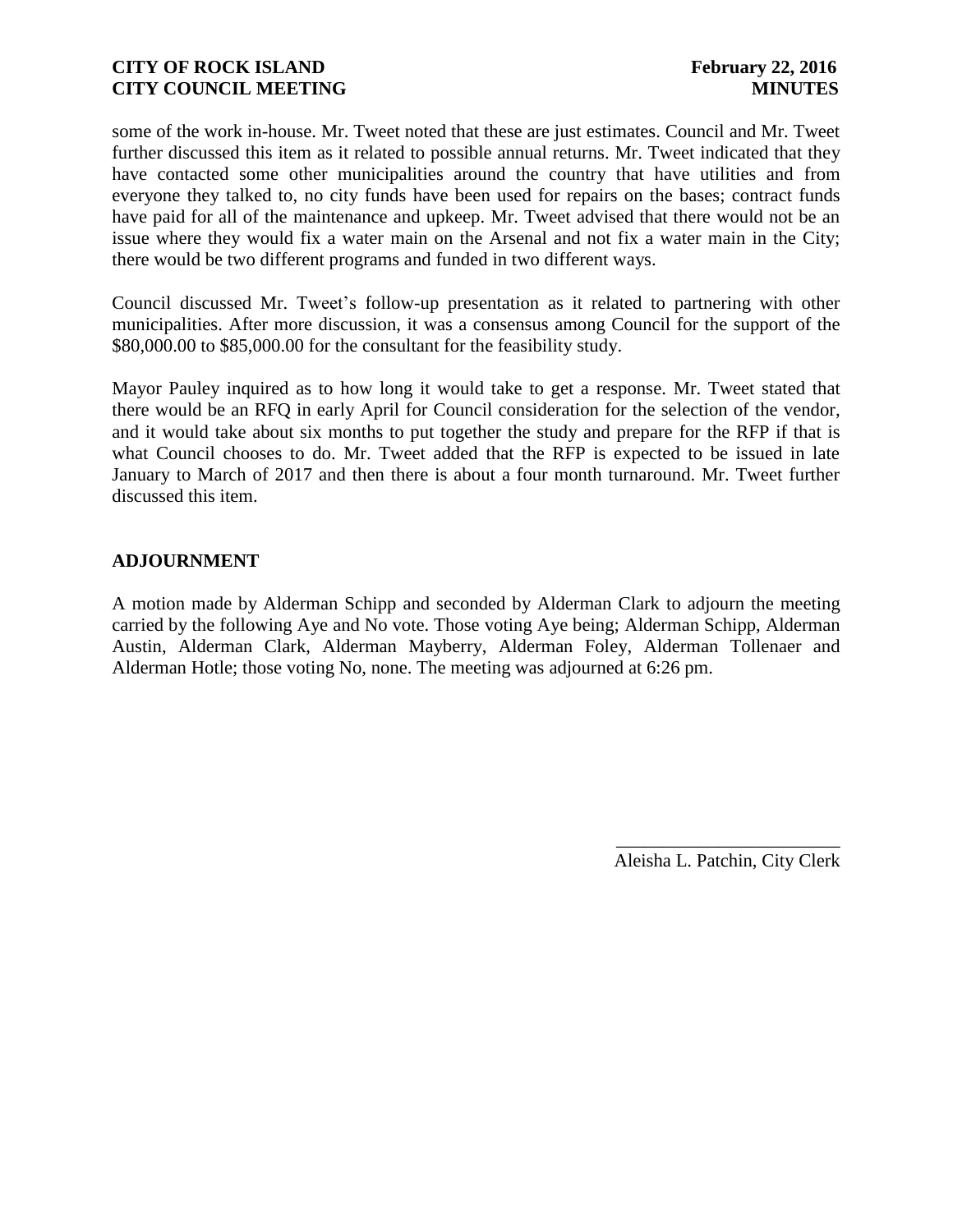some of the work in-house. Mr. Tweet noted that these are just estimates. Council and Mr. Tweet further discussed this item as it related to possible annual returns. Mr. Tweet indicated that they have contacted some other municipalities around the country that have utilities and from everyone they talked to, no city funds have been used for repairs on the bases; contract funds have paid for all of the maintenance and upkeep. Mr. Tweet advised that there would not be an issue where they would fix a water main on the Arsenal and not fix a water main in the City; there would be two different programs and funded in two different ways.

Council discussed Mr. Tweet's follow-up presentation as it related to partnering with other municipalities. After more discussion, it was a consensus among Council for the support of the $80,000.00 to $85,000.00 for the consultant for the feasibility study.

Mayor Pauley inquired as to how long it would take to get a response. Mr. Tweet stated that there would be an RFQ in early April for Council consideration for the selection of the vendor, and it would take about six months to put together the study and prepare for the RFP if that is what Council chooses to do. Mr. Tweet added that the RFP is expected to be issued in late January to March of 2017 and then there is about a four month turnaround. Mr. Tweet further discussed this item.

## ADJOURNMENT

A motion made by Alderman Schipp and seconded by Alderman Clark to adjourn the meeting carried by the following Aye and No vote. Those voting Aye being; Alderman Schipp, Alderman Austin, Alderman Clark, Alderman Mayberry, Alderman Foley, Alderman Tollenaer and Alderman Hotle; those voting No, none. The meeting was adjourned at 6:26 pm.

\_\_\_\_\_\_\_\_\_\_\_\_\_\_\_\_\_\_\_\_\_\_\_\_

Aleisha L. Patchin, City Clerk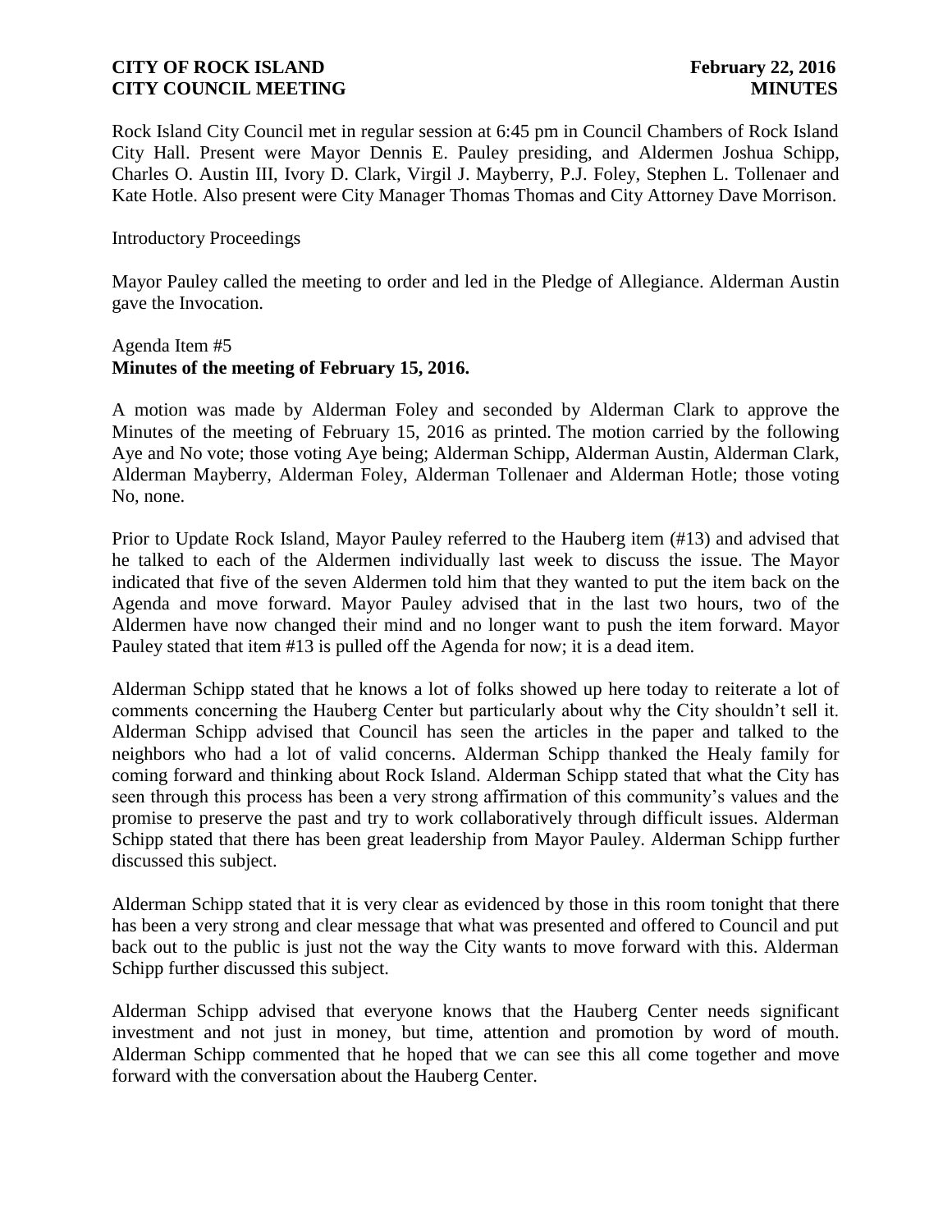Rock Island City Council met in regular session at 6:45 pm in Council Chambers of Rock Island City Hall. Present were Mayor Dennis E. Pauley presiding, and Aldermen Joshua Schipp, Charles O. Austin III, Ivory D. Clark, Virgil J. Mayberry, P.J. Foley, Stephen L. Tollenaer and Kate Hotle. Also present were City Manager Thomas Thomas and City Attorney Dave Morrison.

Introductory Proceedings

Mayor Pauley called the meeting to order and led in the Pledge of Allegiance. Alderman Austin gave the Invocation.

Agenda Item #5
**Minutes of the meeting of February 15, 2016.**

A motion was made by Alderman Foley and seconded by Alderman Clark to approve the Minutes of the meeting of February 15, 2016 as printed. The motion carried by the following Aye and No vote; those voting Aye being; Alderman Schipp, Alderman Austin, Alderman Clark, Alderman Mayberry, Alderman Foley, Alderman Tollenaer and Alderman Hotle; those voting No, none.

Prior to Update Rock Island, Mayor Pauley referred to the Hauberg item (#13) and advised that he talked to each of the Aldermen individually last week to discuss the issue. The Mayor indicated that five of the seven Aldermen told him that they wanted to put the item back on the Agenda and move forward. Mayor Pauley advised that in the last two hours, two of the Aldermen have now changed their mind and no longer want to push the item forward. Mayor Pauley stated that item #13 is pulled off the Agenda for now; it is a dead item.

Alderman Schipp stated that he knows a lot of folks showed up here today to reiterate a lot of comments concerning the Hauberg Center but particularly about why the City shouldn't sell it. Alderman Schipp advised that Council has seen the articles in the paper and talked to the neighbors who had a lot of valid concerns. Alderman Schipp thanked the Healy family for coming forward and thinking about Rock Island. Alderman Schipp stated that what the City has seen through this process has been a very strong affirmation of this community's values and the promise to preserve the past and try to work collaboratively through difficult issues. Alderman Schipp stated that there has been great leadership from Mayor Pauley. Alderman Schipp further discussed this subject.

Alderman Schipp stated that it is very clear as evidenced by those in this room tonight that there has been a very strong and clear message that what was presented and offered to Council and put back out to the public is just not the way the City wants to move forward with this. Alderman Schipp further discussed this subject.

Alderman Schipp advised that everyone knows that the Hauberg Center needs significant investment and not just in money, but time, attention and promotion by word of mouth. Alderman Schipp commented that he hoped that we can see this all come together and move forward with the conversation about the Hauberg Center.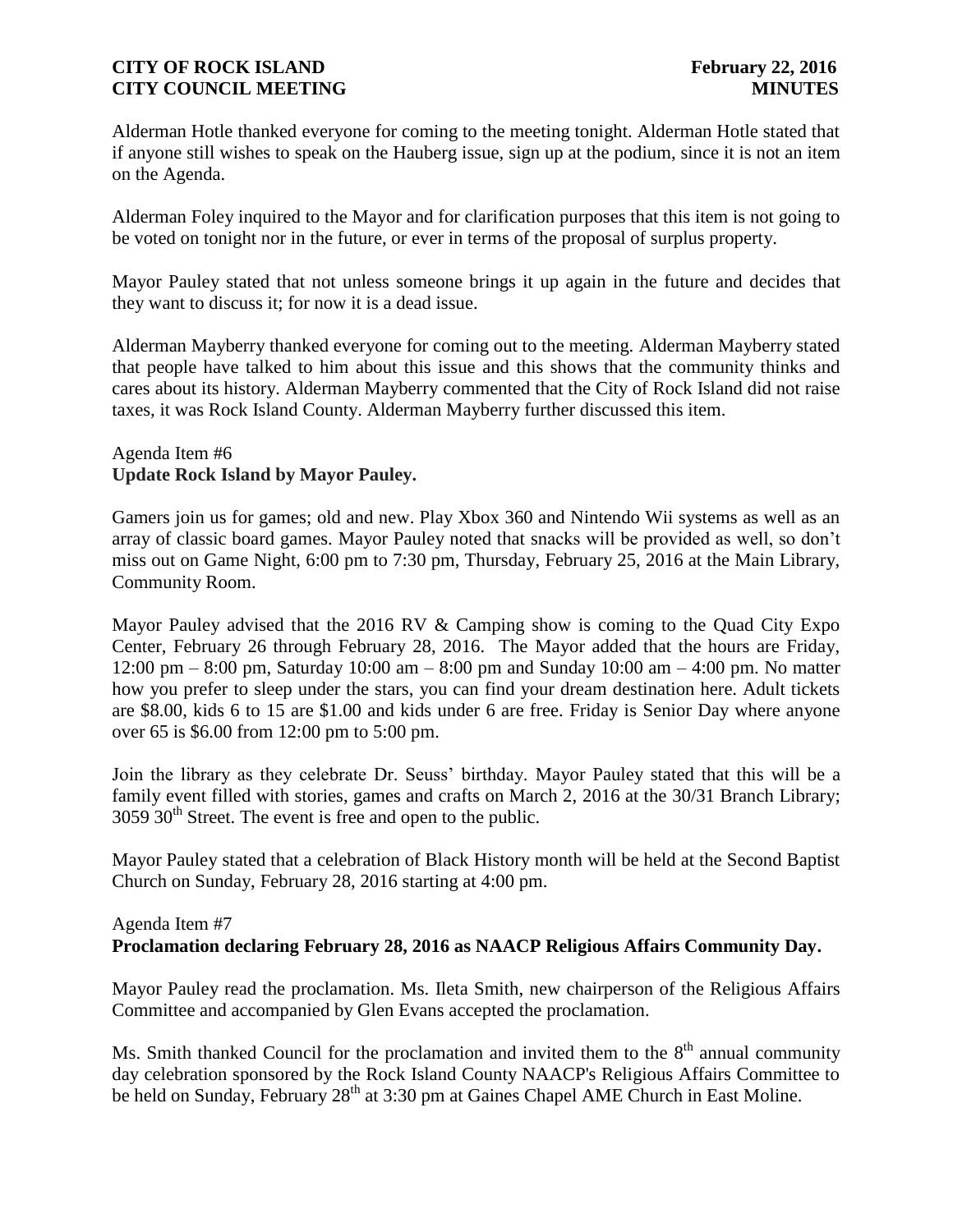Alderman Hotle thanked everyone for coming to the meeting tonight. Alderman Hotle stated that if anyone still wishes to speak on the Hauberg issue, sign up at the podium, since it is not an item on the Agenda.

Alderman Foley inquired to the Mayor and for clarification purposes that this item is not going to be voted on tonight nor in the future, or ever in terms of the proposal of surplus property.

Mayor Pauley stated that not unless someone brings it up again in the future and decides that they want to discuss it; for now it is a dead issue.

Alderman Mayberry thanked everyone for coming out to the meeting. Alderman Mayberry stated that people have talked to him about this issue and this shows that the community thinks and cares about its history. Alderman Mayberry commented that the City of Rock Island did not raise taxes, it was Rock Island County. Alderman Mayberry further discussed this item.

Agenda Item #6
**Update Rock Island by Mayor Pauley.**

Gamers join us for games; old and new. Play Xbox 360 and Nintendo Wii systems as well as an array of classic board games. Mayor Pauley noted that snacks will be provided as well, so don't miss out on Game Night, 6:00 pm to 7:30 pm, Thursday, February 25, 2016 at the Main Library, Community Room.

Mayor Pauley advised that the 2016 RV & Camping show is coming to the Quad City Expo Center, February 26 through February 28, 2016. The Mayor added that the hours are Friday, 12:00 pm – 8:00 pm, Saturday 10:00 am – 8:00 pm and Sunday 10:00 am – 4:00 pm. No matter how you prefer to sleep under the stars, you can find your dream destination here. Adult tickets are $8.00, kids 6 to 15 are $1.00 and kids under 6 are free. Friday is Senior Day where anyone over 65 is $6.00 from 12:00 pm to 5:00 pm.

Join the library as they celebrate Dr. Seuss' birthday. Mayor Pauley stated that this will be a family event filled with stories, games and crafts on March 2, 2016 at the 30/31 Branch Library; 3059 30th Street. The event is free and open to the public.

Mayor Pauley stated that a celebration of Black History month will be held at the Second Baptist Church on Sunday, February 28, 2016 starting at 4:00 pm.

Agenda Item #7
**Proclamation declaring February 28, 2016 as NAACP Religious Affairs Community Day.**

Mayor Pauley read the proclamation. Ms. Ileta Smith, new chairperson of the Religious Affairs Committee and accompanied by Glen Evans accepted the proclamation.

Ms. Smith thanked Council for the proclamation and invited them to the 8th annual community day celebration sponsored by the Rock Island County NAACP's Religious Affairs Committee to be held on Sunday, February 28th at 3:30 pm at Gaines Chapel AME Church in East Moline.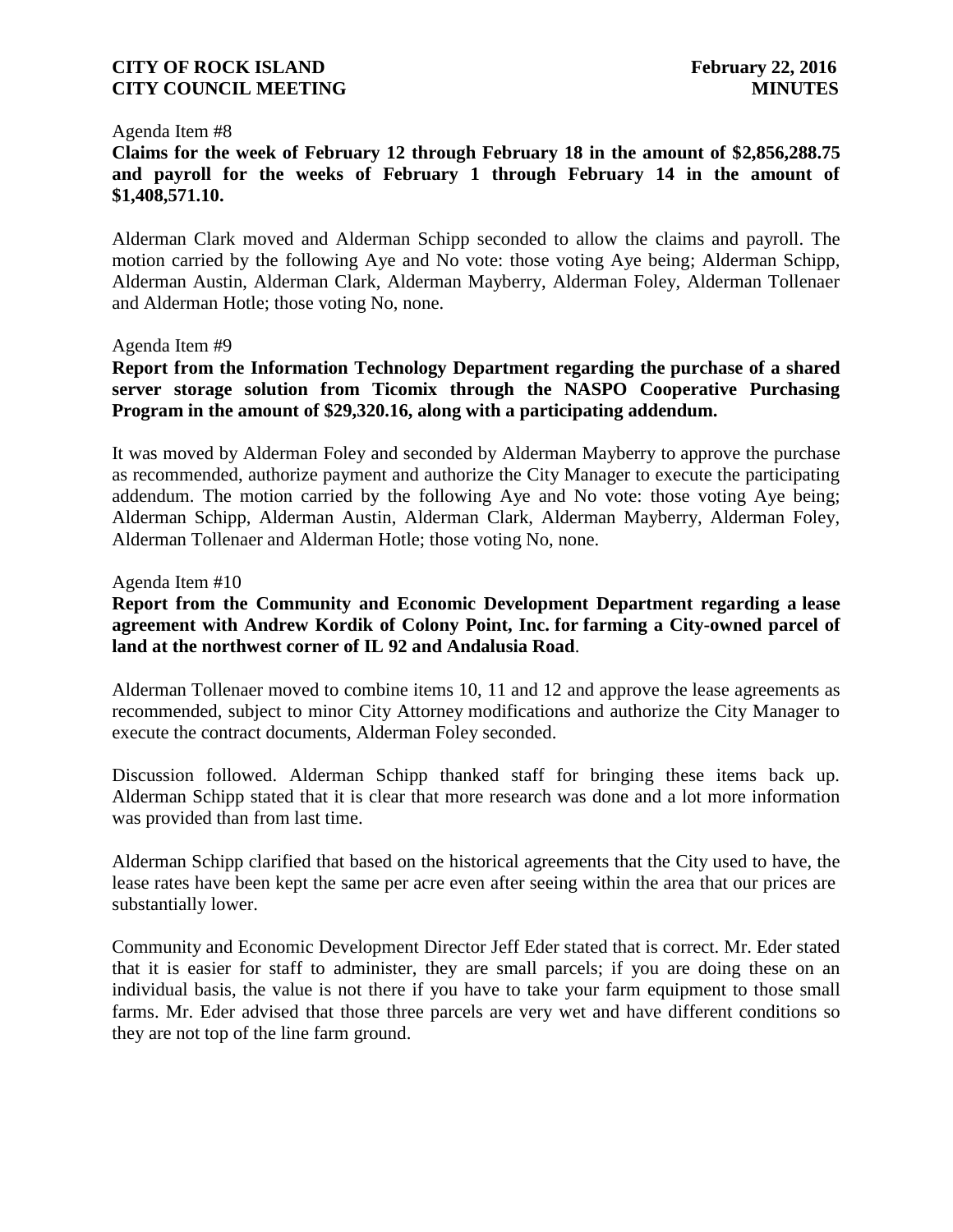Agenda Item #8

**Claims for the week of February 12 through February 18 in the amount of $2,856,288.75 and payroll for the weeks of February 1 through February 14 in the amount of $1,408,571.10.**

Alderman Clark moved and Alderman Schipp seconded to allow the claims and payroll. The motion carried by the following Aye and No vote: those voting Aye being; Alderman Schipp, Alderman Austin, Alderman Clark, Alderman Mayberry, Alderman Foley, Alderman Tollenaer and Alderman Hotle; those voting No, none.

Agenda Item #9

**Report from the Information Technology Department regarding the purchase of a shared server storage solution from Ticomix through the NASPO Cooperative Purchasing Program in the amount of $29,320.16, along with a participating addendum.**

It was moved by Alderman Foley and seconded by Alderman Mayberry to approve the purchase as recommended, authorize payment and authorize the City Manager to execute the participating addendum. The motion carried by the following Aye and No vote: those voting Aye being; Alderman Schipp, Alderman Austin, Alderman Clark, Alderman Mayberry, Alderman Foley, Alderman Tollenaer and Alderman Hotle; those voting No, none.

Agenda Item #10

**Report from the Community and Economic Development Department regarding a lease agreement with Andrew Kordik of Colony Point, Inc. for farming a City-owned parcel of land at the northwest corner of IL 92 and Andalusia Road**.

Alderman Tollenaer moved to combine items 10, 11 and 12 and approve the lease agreements as recommended, subject to minor City Attorney modifications and authorize the City Manager to execute the contract documents, Alderman Foley seconded.

Discussion followed. Alderman Schipp thanked staff for bringing these items back up. Alderman Schipp stated that it is clear that more research was done and a lot more information was provided than from last time.

Alderman Schipp clarified that based on the historical agreements that the City used to have, the lease rates have been kept the same per acre even after seeing within the area that our prices are substantially lower.

Community and Economic Development Director Jeff Eder stated that is correct. Mr. Eder stated that it is easier for staff to administer, they are small parcels; if you are doing these on an individual basis, the value is not there if you have to take your farm equipment to those small farms. Mr. Eder advised that those three parcels are very wet and have different conditions so they are not top of the line farm ground.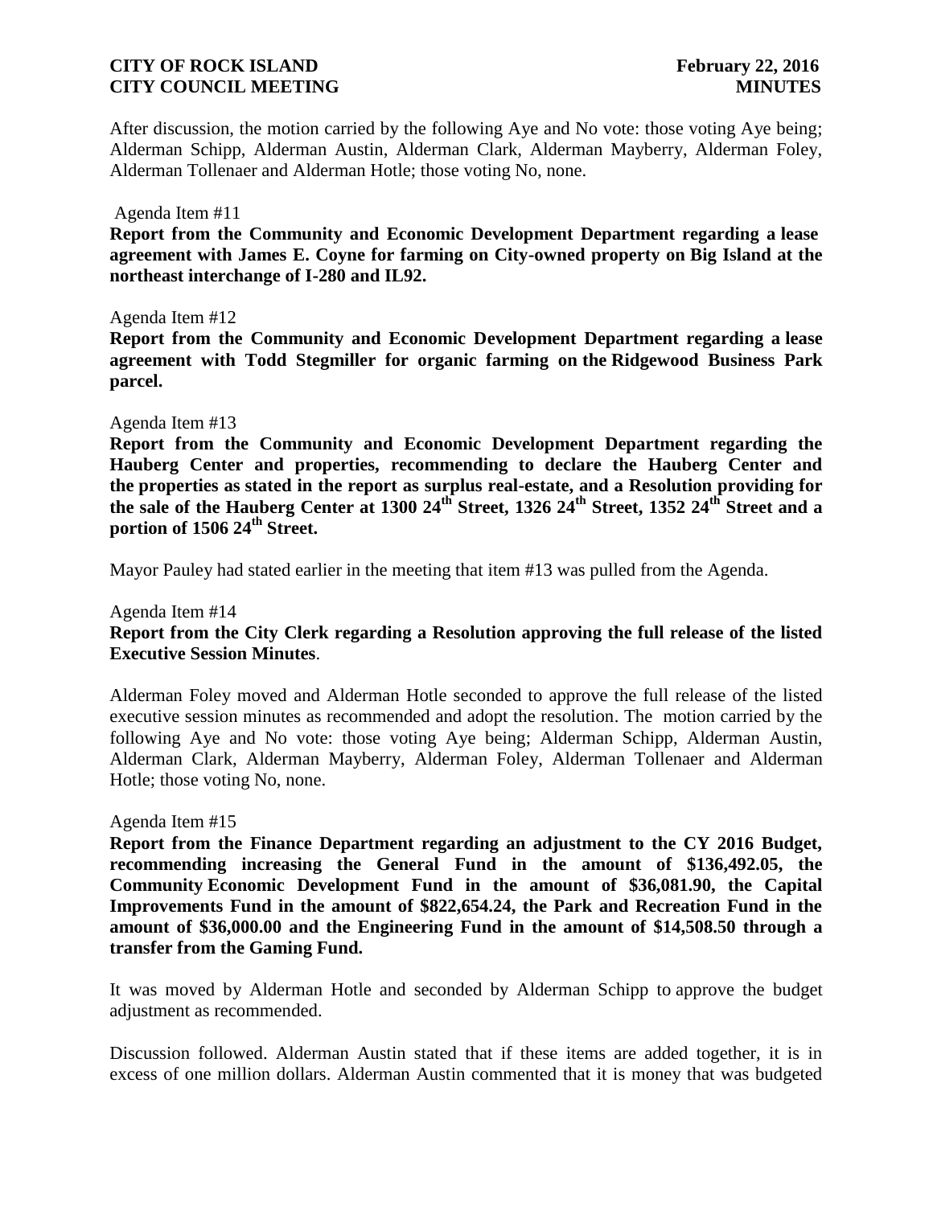After discussion, the motion carried by the following Aye and No vote: those voting Aye being; Alderman Schipp, Alderman Austin, Alderman Clark, Alderman Mayberry, Alderman Foley, Alderman Tollenaer and Alderman Hotle; those voting No, none.

Agenda Item #11

**Report from the Community and Economic Development Department regarding a lease agreement with James E. Coyne for farming on City-owned property on Big Island at the northeast interchange of I-280 and IL92.**

Agenda Item #12

**Report from the Community and Economic Development Department regarding a lease agreement with Todd Stegmiller for organic farming on the Ridgewood Business Park parcel.**

Agenda Item #13

**Report from the Community and Economic Development Department regarding the Hauberg Center and properties, recommending to declare the Hauberg Center and the properties as stated in the report as surplus real-estate, and a Resolution providing for the sale of the Hauberg Center at 1300 24th Street, 1326 24th Street, 1352 24th Street and a portion of 1506 24th Street.**

Mayor Pauley had stated earlier in the meeting that item #13 was pulled from the Agenda.

Agenda Item #14

**Report from the City Clerk regarding a Resolution approving the full release of the listed Executive Session Minutes**.

Alderman Foley moved and Alderman Hotle seconded to approve the full release of the listed executive session minutes as recommended and adopt the resolution. The motion carried by the following Aye and No vote: those voting Aye being; Alderman Schipp, Alderman Austin, Alderman Clark, Alderman Mayberry, Alderman Foley, Alderman Tollenaer and Alderman Hotle; those voting No, none.

Agenda Item #15

**Report from the Finance Department regarding an adjustment to the CY 2016 Budget, recommending increasing the General Fund in the amount of $136,492.05, the Community Economic Development Fund in the amount of $36,081.90, the Capital Improvements Fund in the amount of $822,654.24, the Park and Recreation Fund in the amount of $36,000.00 and the Engineering Fund in the amount of $14,508.50 through a transfer from the Gaming Fund.**

It was moved by Alderman Hotle and seconded by Alderman Schipp to approve the budget adjustment as recommended.

Discussion followed. Alderman Austin stated that if these items are added together, it is in excess of one million dollars. Alderman Austin commented that it is money that was budgeted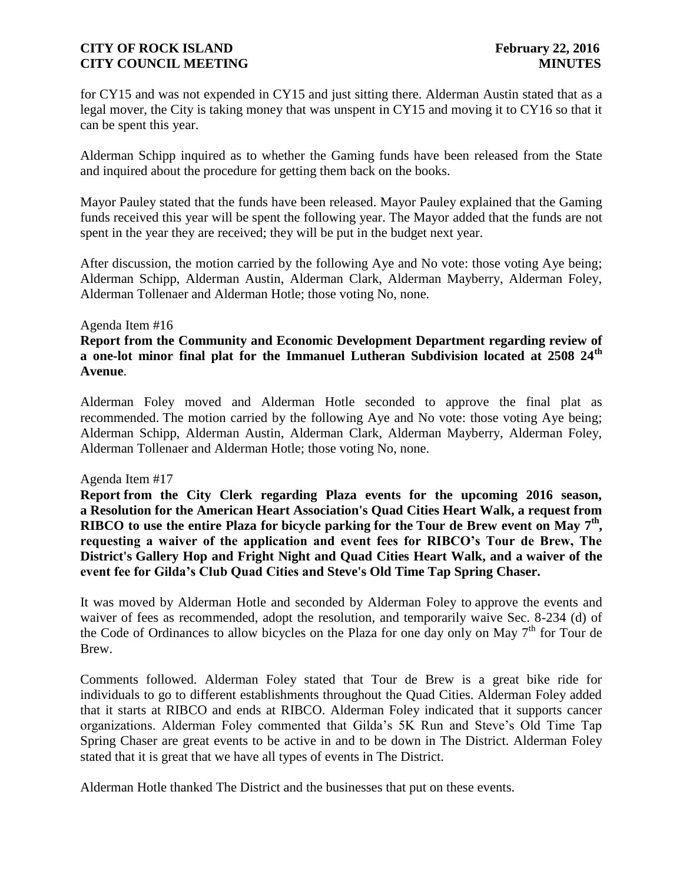for CY15 and was not expended in CY15 and just sitting there. Alderman Austin stated that as a legal mover, the City is taking money that was unspent in CY15 and moving it to CY16 so that it can be spent this year.

Alderman Schipp inquired as to whether the Gaming funds have been released from the State and inquired about the procedure for getting them back on the books.

Mayor Pauley stated that the funds have been released. Mayor Pauley explained that the Gaming funds received this year will be spent the following year. The Mayor added that the funds are not spent in the year they are received; they will be put in the budget next year.

After discussion, the motion carried by the following Aye and No vote: those voting Aye being; Alderman Schipp, Alderman Austin, Alderman Clark, Alderman Mayberry, Alderman Foley, Alderman Tollenaer and Alderman Hotle; those voting No, none.

Agenda Item #16

**Report from the Community and Economic Development Department regarding review of a one-lot minor final plat for the Immanuel Lutheran Subdivision located at 2508 24th Avenue**.

Alderman Foley moved and Alderman Hotle seconded to approve the final plat as recommended. The motion carried by the following Aye and No vote: those voting Aye being; Alderman Schipp, Alderman Austin, Alderman Clark, Alderman Mayberry, Alderman Foley, Alderman Tollenaer and Alderman Hotle; those voting No, none.

Agenda Item #17

**Report from the City Clerk regarding Plaza events for the upcoming 2016 season, a Resolution for the American Heart Association's Quad Cities Heart Walk, a request from RIBCO to use the entire Plaza for bicycle parking for the Tour de Brew event on May 7th, requesting a waiver of the application and event fees for RIBCO's Tour de Brew, The District's Gallery Hop and Fright Night and Quad Cities Heart Walk, and a waiver of the event fee for Gilda's Club Quad Cities and Steve's Old Time Tap Spring Chaser.**

It was moved by Alderman Hotle and seconded by Alderman Foley to approve the events and waiver of fees as recommended, adopt the resolution, and temporarily waive Sec. 8-234 (d) of the Code of Ordinances to allow bicycles on the Plaza for one day only on May 7th for Tour de Brew.

Comments followed. Alderman Foley stated that Tour de Brew is a great bike ride for individuals to go to different establishments throughout the Quad Cities. Alderman Foley added that it starts at RIBCO and ends at RIBCO. Alderman Foley indicated that it supports cancer organizations. Alderman Foley commented that Gilda's 5K Run and Steve's Old Time Tap Spring Chaser are great events to be active in and to be down in The District. Alderman Foley stated that it is great that we have all types of events in The District.

Alderman Hotle thanked The District and the businesses that put on these events.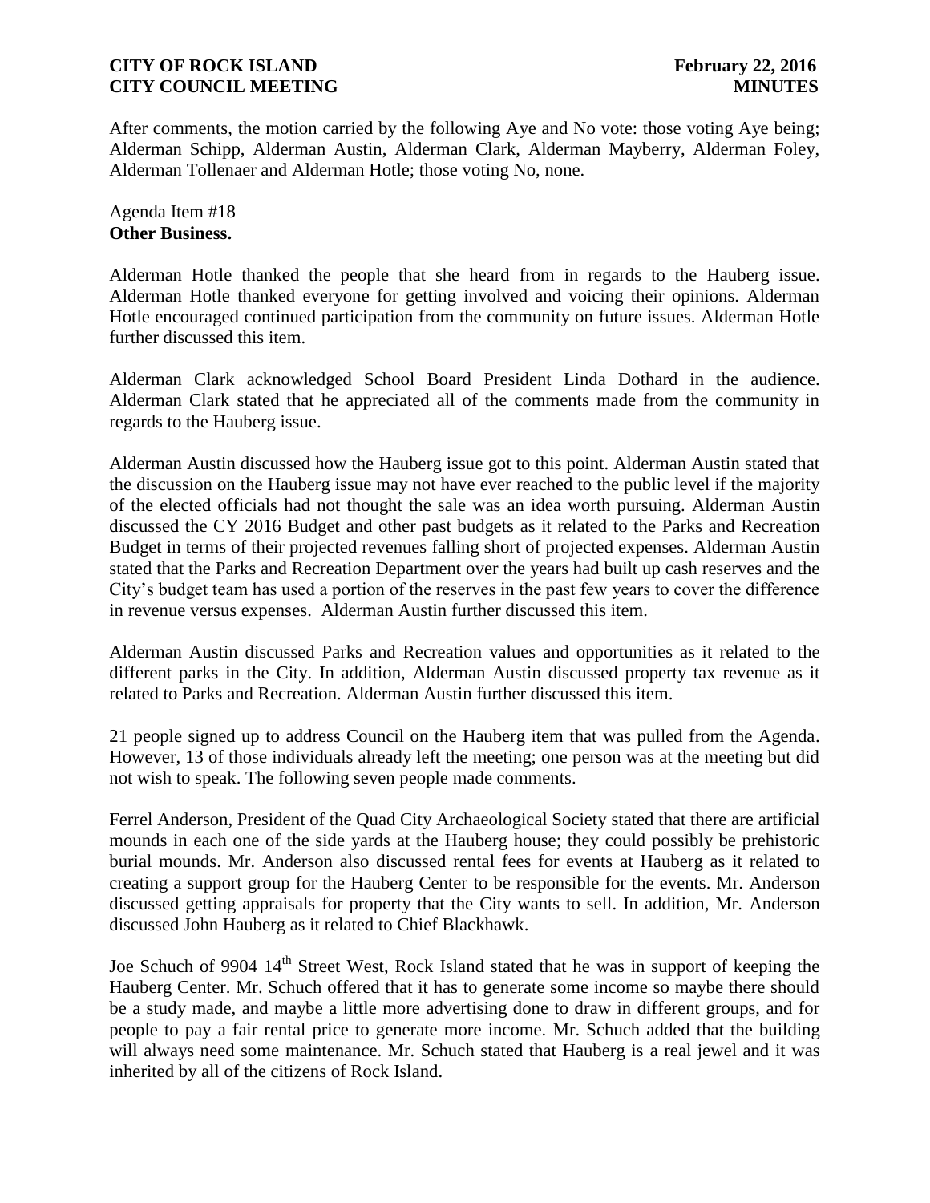After comments, the motion carried by the following Aye and No vote: those voting Aye being; Alderman Schipp, Alderman Austin, Alderman Clark, Alderman Mayberry, Alderman Foley, Alderman Tollenaer and Alderman Hotle; those voting No, none.

Agenda Item #18
**Other Business.**

Alderman Hotle thanked the people that she heard from in regards to the Hauberg issue. Alderman Hotle thanked everyone for getting involved and voicing their opinions. Alderman Hotle encouraged continued participation from the community on future issues. Alderman Hotle further discussed this item.

Alderman Clark acknowledged School Board President Linda Dothard in the audience. Alderman Clark stated that he appreciated all of the comments made from the community in regards to the Hauberg issue.

Alderman Austin discussed how the Hauberg issue got to this point. Alderman Austin stated that the discussion on the Hauberg issue may not have ever reached to the public level if the majority of the elected officials had not thought the sale was an idea worth pursuing. Alderman Austin discussed the CY 2016 Budget and other past budgets as it related to the Parks and Recreation Budget in terms of their projected revenues falling short of projected expenses. Alderman Austin stated that the Parks and Recreation Department over the years had built up cash reserves and the City's budget team has used a portion of the reserves in the past few years to cover the difference in revenue versus expenses. Alderman Austin further discussed this item.

Alderman Austin discussed Parks and Recreation values and opportunities as it related to the different parks in the City. In addition, Alderman Austin discussed property tax revenue as it related to Parks and Recreation. Alderman Austin further discussed this item.

21 people signed up to address Council on the Hauberg item that was pulled from the Agenda. However, 13 of those individuals already left the meeting; one person was at the meeting but did not wish to speak. The following seven people made comments.

Ferrel Anderson, President of the Quad City Archaeological Society stated that there are artificial mounds in each one of the side yards at the Hauberg house; they could possibly be prehistoric burial mounds. Mr. Anderson also discussed rental fees for events at Hauberg as it related to creating a support group for the Hauberg Center to be responsible for the events. Mr. Anderson discussed getting appraisals for property that the City wants to sell. In addition, Mr. Anderson discussed John Hauberg as it related to Chief Blackhawk.

Joe Schuch of 9904 14th Street West, Rock Island stated that he was in support of keeping the Hauberg Center. Mr. Schuch offered that it has to generate some income so maybe there should be a study made, and maybe a little more advertising done to draw in different groups, and for people to pay a fair rental price to generate more income. Mr. Schuch added that the building will always need some maintenance. Mr. Schuch stated that Hauberg is a real jewel and it was inherited by all of the citizens of Rock Island.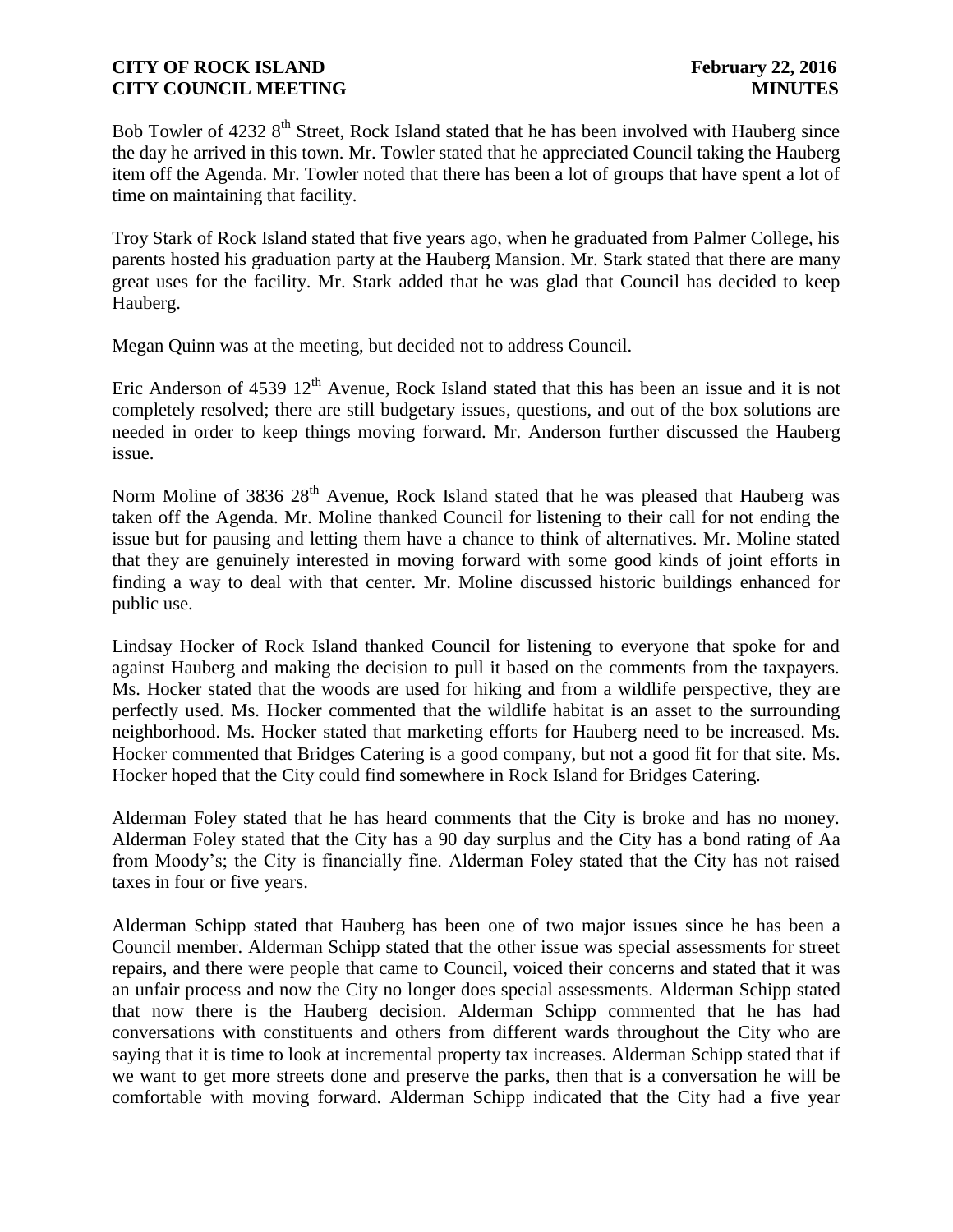Bob Towler of 4232 8th Street, Rock Island stated that he has been involved with Hauberg since the day he arrived in this town. Mr. Towler stated that he appreciated Council taking the Hauberg item off the Agenda. Mr. Towler noted that there has been a lot of groups that have spent a lot of time on maintaining that facility.

Troy Stark of Rock Island stated that five years ago, when he graduated from Palmer College, his parents hosted his graduation party at the Hauberg Mansion. Mr. Stark stated that there are many great uses for the facility. Mr. Stark added that he was glad that Council has decided to keep Hauberg.

Megan Quinn was at the meeting, but decided not to address Council.

Eric Anderson of 4539 12th Avenue, Rock Island stated that this has been an issue and it is not completely resolved; there are still budgetary issues, questions, and out of the box solutions are needed in order to keep things moving forward. Mr. Anderson further discussed the Hauberg issue.

Norm Moline of 3836 28th Avenue, Rock Island stated that he was pleased that Hauberg was taken off the Agenda. Mr. Moline thanked Council for listening to their call for not ending the issue but for pausing and letting them have a chance to think of alternatives. Mr. Moline stated that they are genuinely interested in moving forward with some good kinds of joint efforts in finding a way to deal with that center. Mr. Moline discussed historic buildings enhanced for public use.

Lindsay Hocker of Rock Island thanked Council for listening to everyone that spoke for and against Hauberg and making the decision to pull it based on the comments from the taxpayers. Ms. Hocker stated that the woods are used for hiking and from a wildlife perspective, they are perfectly used. Ms. Hocker commented that the wildlife habitat is an asset to the surrounding neighborhood. Ms. Hocker stated that marketing efforts for Hauberg need to be increased. Ms. Hocker commented that Bridges Catering is a good company, but not a good fit for that site. Ms. Hocker hoped that the City could find somewhere in Rock Island for Bridges Catering.

Alderman Foley stated that he has heard comments that the City is broke and has no money. Alderman Foley stated that the City has a 90 day surplus and the City has a bond rating of Aa from Moody's; the City is financially fine. Alderman Foley stated that the City has not raised taxes in four or five years.

Alderman Schipp stated that Hauberg has been one of two major issues since he has been a Council member. Alderman Schipp stated that the other issue was special assessments for street repairs, and there were people that came to Council, voiced their concerns and stated that it was an unfair process and now the City no longer does special assessments. Alderman Schipp stated that now there is the Hauberg decision. Alderman Schipp commented that he has had conversations with constituents and others from different wards throughout the City who are saying that it is time to look at incremental property tax increases. Alderman Schipp stated that if we want to get more streets done and preserve the parks, then that is a conversation he will be comfortable with moving forward. Alderman Schipp indicated that the City had a five year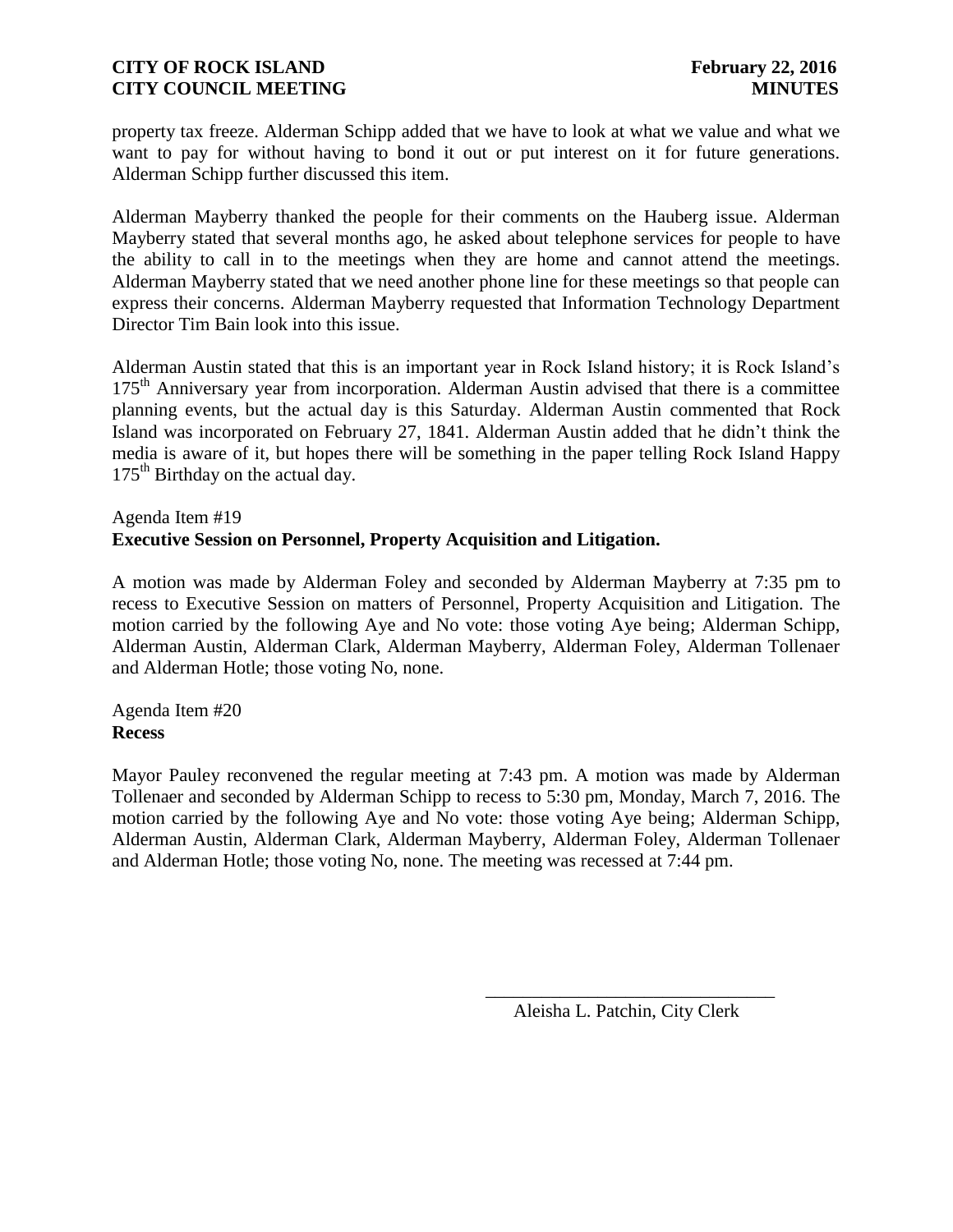property tax freeze. Alderman Schipp added that we have to look at what we value and what we want to pay for without having to bond it out or put interest on it for future generations. Alderman Schipp further discussed this item.

Alderman Mayberry thanked the people for their comments on the Hauberg issue. Alderman Mayberry stated that several months ago, he asked about telephone services for people to have the ability to call in to the meetings when they are home and cannot attend the meetings. Alderman Mayberry stated that we need another phone line for these meetings so that people can express their concerns. Alderman Mayberry requested that Information Technology Department Director Tim Bain look into this issue.

Alderman Austin stated that this is an important year in Rock Island history; it is Rock Island's 175th Anniversary year from incorporation. Alderman Austin advised that there is a committee planning events, but the actual day is this Saturday. Alderman Austin commented that Rock Island was incorporated on February 27, 1841. Alderman Austin added that he didn't think the media is aware of it, but hopes there will be something in the paper telling Rock Island Happy 175th Birthday on the actual day.

Agenda Item #19
**Executive Session on Personnel, Property Acquisition and Litigation.**

A motion was made by Alderman Foley and seconded by Alderman Mayberry at 7:35 pm to recess to Executive Session on matters of Personnel, Property Acquisition and Litigation. The motion carried by the following Aye and No vote: those voting Aye being; Alderman Schipp, Alderman Austin, Alderman Clark, Alderman Mayberry, Alderman Foley, Alderman Tollenaer and Alderman Hotle; those voting No, none.

Agenda Item #20
**Recess**

Mayor Pauley reconvened the regular meeting at 7:43 pm. A motion was made by Alderman Tollenaer and seconded by Alderman Schipp to recess to 5:30 pm, Monday, March 7, 2016. The motion carried by the following Aye and No vote: those voting Aye being; Alderman Schipp, Alderman Austin, Alderman Clark, Alderman Mayberry, Alderman Foley, Alderman Tollenaer and Alderman Hotle; those voting No, none. The meeting was recessed at 7:44 pm.

\_\_\_\_\_\_\_\_\_\_\_\_\_\_\_\_\_\_\_\_\_\_\_\_\_\_\_\_\_\_\_

Aleisha L. Patchin, City Clerk